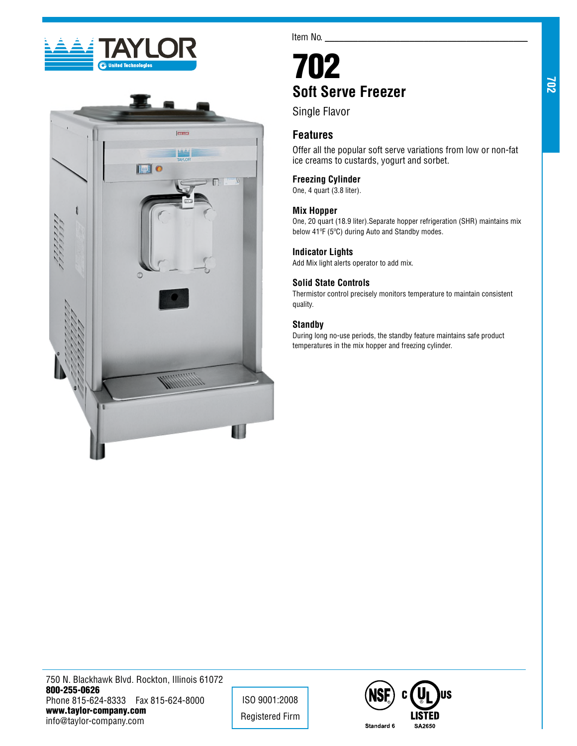Item No. ___________________________

# 702

## Soft Serve Freezer

Single Flavor

### Features

Offer all the popular soft serve variations from low or non-fat ice creams to custards, yogurt and sorbet.

**Freezing Cylinder**
One, 4 quart (3.8 liter).

**Mix Hopper**
One, 20 quart (18.9 liter).Separate hopper refrigeration (SHR) maintains mix below 41ºF (5ºC) during Auto and Standby modes.

**Indicator Lights**
Add Mix light alerts operator to add mix.

**Solid State Controls**
Thermistor control precisely monitors temperature to maintain consistent quality.

**Standby**
During long no-use periods, the standby feature maintains safe product temperatures in the mix hopper and freezing cylinder.

750 N. Blackhawk Blvd. Rockton, Illinois 61072
**800-255-0626**
Phone 815-624-8333 Fax 815-624-8000
**www.taylor-company.com**
info@taylor-company.com

ISO 9001:2008
Registered Firm

NSF Standard 6
c UL us LISTED SA2650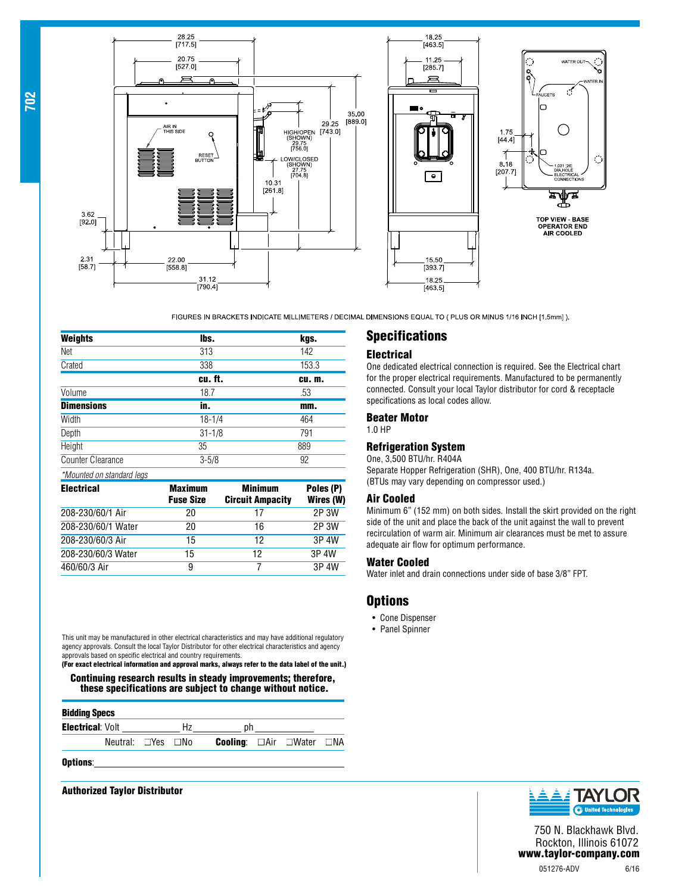28.25
[717.5]
20.75
[527.0]
AIR IN
THIS SIDE
RESET
BUTTON
HIGH/OPEN
(SHOWN)
29.75
[756.0]
LOW/CLOSED
(SHOWN)
27.75
[704.8]
29.25
[743.0]
35.00
[889.0]
10.31
[261.8]
3.62
[92.0]
2.31
[58.7]
22.00
[558.8]
31.12
[790.4]
18.25
[463.5]
11.25
[285.7]
15.50
[393.7]
18.25
[463.5]
WATER OUT
WATER IN
FAUCETS
1.75
[44.4]
8.18
[207.7]
1.031 [26]
DIA.HOLE
ELECTRICAL
CONNECTIONS

TOP VIEW - BASE
OPERATOR END
AIR COOLED

FIGURES IN BRACKETS INDICATE MILLIMETERS / DECIMAL DIMENSIONS EQUAL TO ( PLUS OR MINUS 1/16 INCH [1.5mm] ).

| **Weights** | **lbs.** | **kgs.** |
|---|---|---|
| Net | 313 | 142 |
| Crated | 338 | 153.3 |
| | **cu. ft.** | **cu. m.** |
| Volume | 18.7 | .53 |
| **Dimensions** | **in.** | **mm.** |
| Width | 18-1/4 | 464 |
| Depth | 31-1/8 | 791 |
| Height | 35 | 889 |
| Counter Clearance | 3-5/8 | 92 |

*\*Mounted on standard legs*

| **Electrical** | **Maximum Fuse Size** | **Minimum Circuit Ampacity** | **Poles (P) Wires (W)** |
|---|---|---|---|
| 208-230/60/1 Air | 20 | 17 | 2P 3W |
| 208-230/60/1 Water | 20 | 16 | 2P 3W |
| 208-230/60/3 Air | 15 | 12 | 3P 4W |
| 208-230/60/3 Water | 15 | 12 | 3P 4W |
| 460/60/3 Air | 9 | 7 | 3P 4W |

This unit may be manufactured in other electrical characteristics and may have additional regulatory agency approvals. Consult the local Taylor Distributor for other electrical characteristics and agency approvals based on specific electrical and country requirements.
**(For exact electrical information and approval marks, always refer to the data label of the unit.)**

**Continuing research results in steady improvements; therefore, these specifications are subject to change without notice.**

**Bidding Specs**

**Electrical**: Volt ____________ Hz __________ ph ____________

Neutral: ☐Yes ☐No **Cooling**: ☐Air ☐Water ☐NA

**Options**: ____________________________________________

**Authorized Taylor Distributor**

## Specifications

### Electrical

One dedicated electrical connection is required. See the Electrical chart for the proper electrical requirements. Manufactured to be permanently connected. Consult your local Taylor distributor for cord & receptacle specifications as local codes allow.

### Beater Motor

1.0 HP

### Refrigeration System

One, 3,500 BTU/hr. R404A
Separate Hopper Refrigeration (SHR), One, 400 BTU/hr. R134a.
(BTUs may vary depending on compressor used.)

### Air Cooled

Minimum 6" (152 mm) on both sides. Install the skirt provided on the right side of the unit and place the back of the unit against the wall to prevent recirculation of warm air. Minimum air clearances must be met to assure adequate air flow for optimum performance.

### Water Cooled

Water inlet and drain connections under side of base 3/8" FPT.

## Options

- Cone Dispenser
- Panel Spinner

TAYLOR
United Technologies

750 N. Blackhawk Blvd.
Rockton, Illinois 61072
**www.taylor-company.com**

051276-ADV 6/16